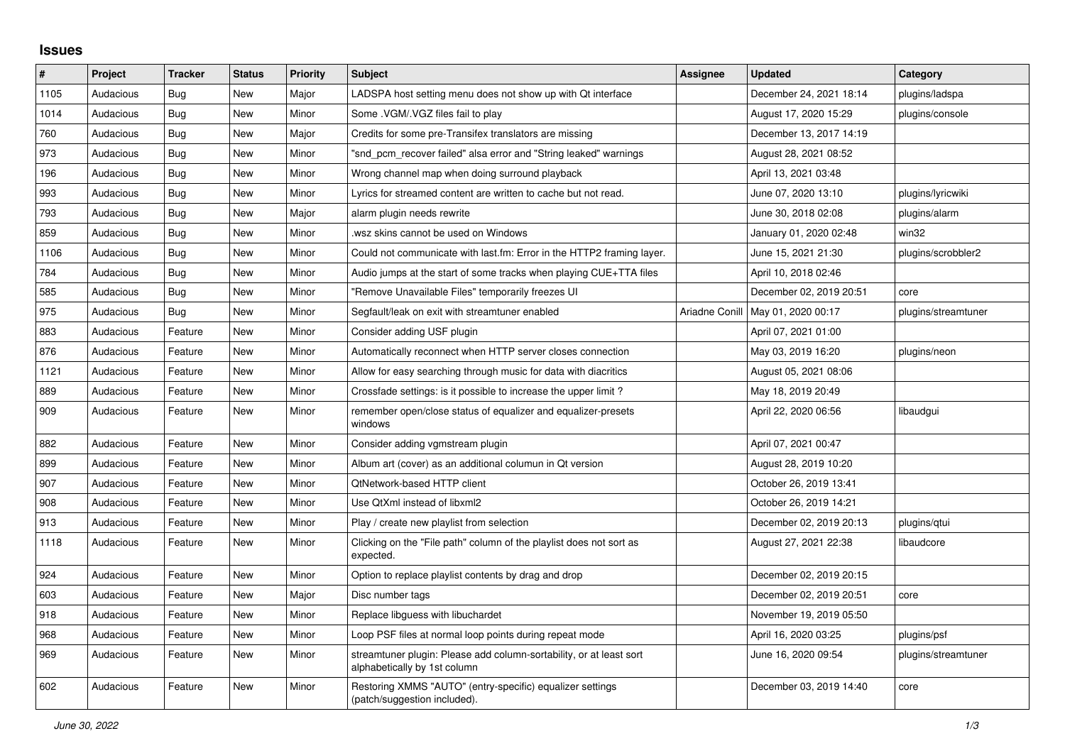# Issues

| # | Project | Tracker | Status | Priority | Subject | Assignee | Updated | Category |
|---|---|---|---|---|---|---|---|---|
| 1105 | Audacious | Bug | New | Major | LADSPA host setting menu does not show up with Qt interface | | December 24, 2021 18:14 | plugins/ladspa |
| 1014 | Audacious | Bug | New | Minor | Some .VGM/.VGZ files fail to play | | August 17, 2020 15:29 | plugins/console |
| 760 | Audacious | Bug | New | Major | Credits for some pre-Transifex translators are missing | | December 13, 2017 14:19 | |
| 973 | Audacious | Bug | New | Minor | "snd_pcm_recover failed" alsa error and "String leaked" warnings | | August 28, 2021 08:52 | |
| 196 | Audacious | Bug | New | Minor | Wrong channel map when doing surround playback | | April 13, 2021 03:48 | |
| 993 | Audacious | Bug | New | Minor | Lyrics for streamed content are written to cache but not read. | | June 07, 2020 13:10 | plugins/lyricwiki |
| 793 | Audacious | Bug | New | Major | alarm plugin needs rewrite | | June 30, 2018 02:08 | plugins/alarm |
| 859 | Audacious | Bug | New | Minor | .wsz skins cannot be used on Windows | | January 01, 2020 02:48 | win32 |
| 1106 | Audacious | Bug | New | Minor | Could not communicate with last.fm: Error in the HTTP2 framing layer. | | June 15, 2021 21:30 | plugins/scrobbler2 |
| 784 | Audacious | Bug | New | Minor | Audio jumps at the start of some tracks when playing CUE+TTA files | | April 10, 2018 02:46 | |
| 585 | Audacious | Bug | New | Minor | "Remove Unavailable Files" temporarily freezes UI | | December 02, 2019 20:51 | core |
| 975 | Audacious | Bug | New | Minor | Segfault/leak on exit with streamtuner enabled | Ariadne Conill | May 01, 2020 00:17 | plugins/streamtuner |
| 883 | Audacious | Feature | New | Minor | Consider adding USF plugin | | April 07, 2021 01:00 | |
| 876 | Audacious | Feature | New | Minor | Automatically reconnect when HTTP server closes connection | | May 03, 2019 16:20 | plugins/neon |
| 1121 | Audacious | Feature | New | Minor | Allow for easy searching through music for data with diacritics | | August 05, 2021 08:06 | |
| 889 | Audacious | Feature | New | Minor | Crossfade settings: is it possible to increase the upper limit ? | | May 18, 2019 20:49 | |
| 909 | Audacious | Feature | New | Minor | remember open/close status of equalizer and equalizer-presets windows | | April 22, 2020 06:56 | libaudgui |
| 882 | Audacious | Feature | New | Minor | Consider adding vgmstream plugin | | April 07, 2021 00:47 | |
| 899 | Audacious | Feature | New | Minor | Album art (cover) as an additional columun in Qt version | | August 28, 2019 10:20 | |
| 907 | Audacious | Feature | New | Minor | QtNetwork-based HTTP client | | October 26, 2019 13:41 | |
| 908 | Audacious | Feature | New | Minor | Use QtXml instead of libxml2 | | October 26, 2019 14:21 | |
| 913 | Audacious | Feature | New | Minor | Play / create new playlist from selection | | December 02, 2019 20:13 | plugins/qtui |
| 1118 | Audacious | Feature | New | Minor | Clicking on the "File path" column of the playlist does not sort as expected. | | August 27, 2021 22:38 | libaudcore |
| 924 | Audacious | Feature | New | Minor | Option to replace playlist contents by drag and drop | | December 02, 2019 20:15 | |
| 603 | Audacious | Feature | New | Major | Disc number tags | | December 02, 2019 20:51 | core |
| 918 | Audacious | Feature | New | Minor | Replace libguess with libuchardet | | November 19, 2019 05:50 | |
| 968 | Audacious | Feature | New | Minor | Loop PSF files at normal loop points during repeat mode | | April 16, 2020 03:25 | plugins/psf |
| 969 | Audacious | Feature | New | Minor | streamtuner plugin: Please add column-sortability, or at least sort alphabetically by 1st column | | June 16, 2020 09:54 | plugins/streamtuner |
| 602 | Audacious | Feature | New | Minor | Restoring XMMS "AUTO" (entry-specific) equalizer settings (patch/suggestion included). | | December 03, 2019 14:40 | core |

*June 30, 2022*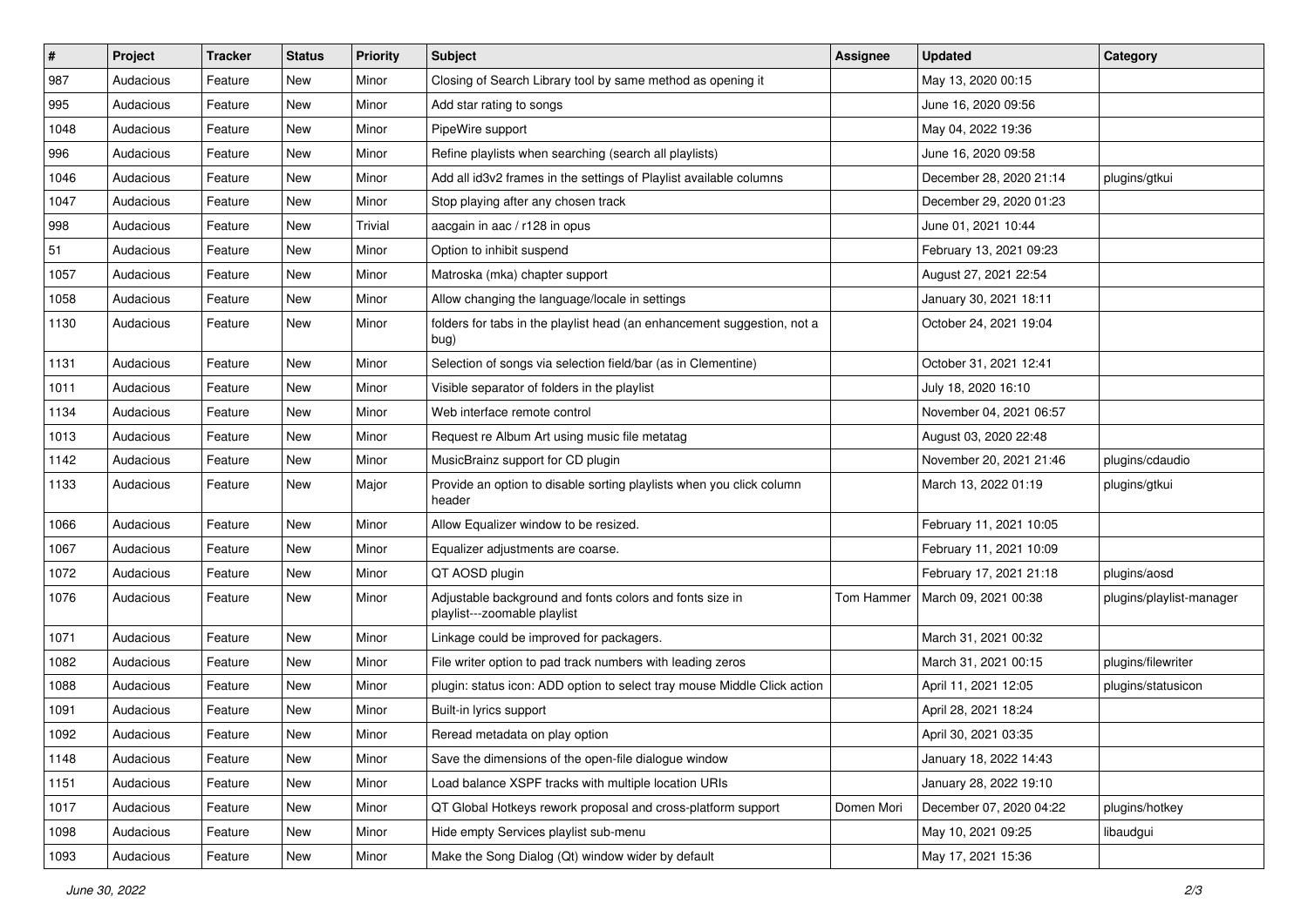| # | Project | Tracker | Status | Priority | Subject | Assignee | Updated | Category |
| --- | --- | --- | --- | --- | --- | --- | --- | --- |
| 987 | Audacious | Feature | New | Minor | Closing of Search Library tool by same method as opening it | | May 13, 2020 00:15 | |
| 995 | Audacious | Feature | New | Minor | Add star rating to songs | | June 16, 2020 09:56 | |
| 1048 | Audacious | Feature | New | Minor | PipeWire support | | May 04, 2022 19:36 | |
| 996 | Audacious | Feature | New | Minor | Refine playlists when searching (search all playlists) | | June 16, 2020 09:58 | |
| 1046 | Audacious | Feature | New | Minor | Add all id3v2 frames in the settings of Playlist available columns | | December 28, 2020 21:14 | plugins/gtkui |
| 1047 | Audacious | Feature | New | Minor | Stop playing after any chosen track | | December 29, 2020 01:23 | |
| 998 | Audacious | Feature | New | Trivial | aacgain in aac / r128 in opus | | June 01, 2021 10:44 | |
| 51 | Audacious | Feature | New | Minor | Option to inhibit suspend | | February 13, 2021 09:23 | |
| 1057 | Audacious | Feature | New | Minor | Matroska (mka) chapter support | | August 27, 2021 22:54 | |
| 1058 | Audacious | Feature | New | Minor | Allow changing the language/locale in settings | | January 30, 2021 18:11 | |
| 1130 | Audacious | Feature | New | Minor | folders for tabs in the playlist head (an enhancement suggestion, not a bug) | | October 24, 2021 19:04 | |
| 1131 | Audacious | Feature | New | Minor | Selection of songs via selection field/bar (as in Clementine) | | October 31, 2021 12:41 | |
| 1011 | Audacious | Feature | New | Minor | Visible separator of folders in the playlist | | July 18, 2020 16:10 | |
| 1134 | Audacious | Feature | New | Minor | Web interface remote control | | November 04, 2021 06:57 | |
| 1013 | Audacious | Feature | New | Minor | Request re Album Art using music file metatag | | August 03, 2020 22:48 | |
| 1142 | Audacious | Feature | New | Minor | MusicBrainz support for CD plugin | | November 20, 2021 21:46 | plugins/cdaudio |
| 1133 | Audacious | Feature | New | Major | Provide an option to disable sorting playlists when you click column header | | March 13, 2022 01:19 | plugins/gtkui |
| 1066 | Audacious | Feature | New | Minor | Allow Equalizer window to be resized. | | February 11, 2021 10:05 | |
| 1067 | Audacious | Feature | New | Minor | Equalizer adjustments are coarse. | | February 11, 2021 10:09 | |
| 1072 | Audacious | Feature | New | Minor | QT AOSD plugin | | February 17, 2021 21:18 | plugins/aosd |
| 1076 | Audacious | Feature | New | Minor | Adjustable background and fonts colors and fonts size in playlist---zoomable playlist | Tom Hammer | March 09, 2021 00:38 | plugins/playlist-manager |
| 1071 | Audacious | Feature | New | Minor | Linkage could be improved for packagers. | | March 31, 2021 00:32 | |
| 1082 | Audacious | Feature | New | Minor | File writer option to pad track numbers with leading zeros | | March 31, 2021 00:15 | plugins/filewriter |
| 1088 | Audacious | Feature | New | Minor | plugin: status icon: ADD option to select tray mouse Middle Click action | | April 11, 2021 12:05 | plugins/statusicon |
| 1091 | Audacious | Feature | New | Minor | Built-in lyrics support | | April 28, 2021 18:24 | |
| 1092 | Audacious | Feature | New | Minor | Reread metadata on play option | | April 30, 2021 03:35 | |
| 1148 | Audacious | Feature | New | Minor | Save the dimensions of the open-file dialogue window | | January 18, 2022 14:43 | |
| 1151 | Audacious | Feature | New | Minor | Load balance XSPF tracks with multiple location URIs | | January 28, 2022 19:10 | |
| 1017 | Audacious | Feature | New | Minor | QT Global Hotkeys rework proposal and cross-platform support | Domen Mori | December 07, 2020 04:22 | plugins/hotkey |
| 1098 | Audacious | Feature | New | Minor | Hide empty Services playlist sub-menu | | May 10, 2021 09:25 | libaudgui |
| 1093 | Audacious | Feature | New | Minor | Make the Song Dialog (Qt) window wider by default | | May 17, 2021 15:36 | |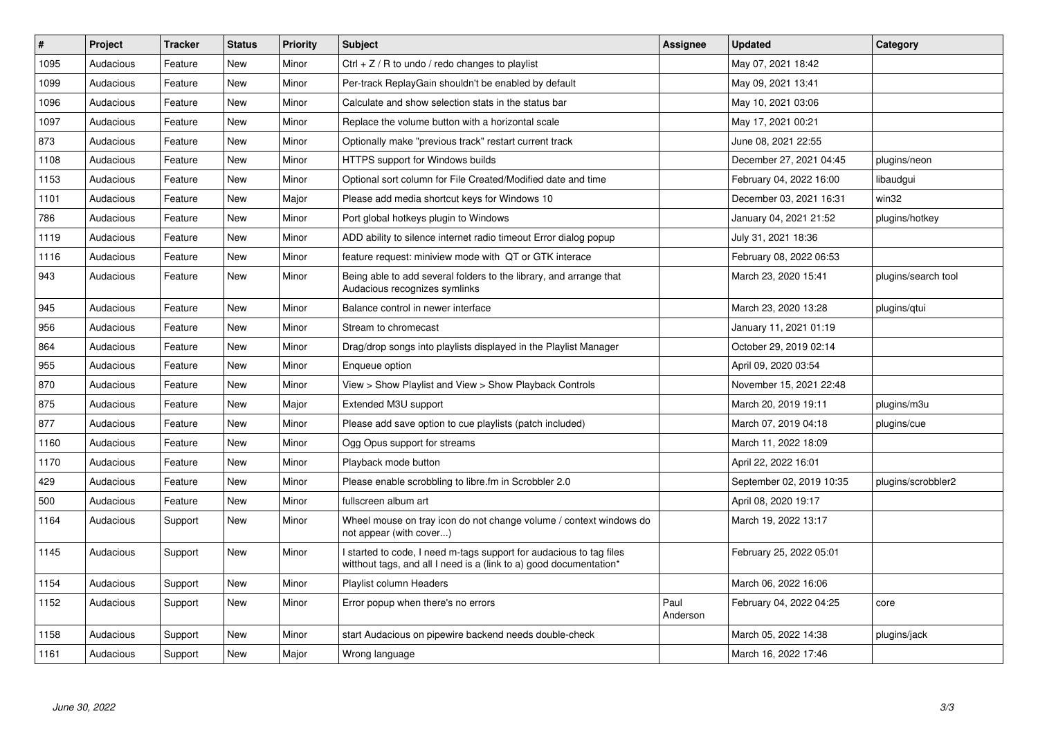| # | Project | Tracker | Status | Priority | Subject | Assignee | Updated | Category |
|---|---|---|---|---|---|---|---|---|
| 1095 | Audacious | Feature | New | Minor | Ctrl + Z / R to undo / redo changes to playlist | | May 07, 2021 18:42 | |
| 1099 | Audacious | Feature | New | Minor | Per-track ReplayGain shouldn't be enabled by default | | May 09, 2021 13:41 | |
| 1096 | Audacious | Feature | New | Minor | Calculate and show selection stats in the status bar | | May 10, 2021 03:06 | |
| 1097 | Audacious | Feature | New | Minor | Replace the volume button with a horizontal scale | | May 17, 2021 00:21 | |
| 873 | Audacious | Feature | New | Minor | Optionally make "previous track" restart current track | | June 08, 2021 22:55 | |
| 1108 | Audacious | Feature | New | Minor | HTTPS support for Windows builds | | December 27, 2021 04:45 | plugins/neon |
| 1153 | Audacious | Feature | New | Minor | Optional sort column for File Created/Modified date and time | | February 04, 2022 16:00 | libaudgui |
| 1101 | Audacious | Feature | New | Major | Please add media shortcut keys for Windows 10 | | December 03, 2021 16:31 | win32 |
| 786 | Audacious | Feature | New | Minor | Port global hotkeys plugin to Windows | | January 04, 2021 21:52 | plugins/hotkey |
| 1119 | Audacious | Feature | New | Minor | ADD ability to silence internet radio timeout Error dialog popup | | July 31, 2021 18:36 | |
| 1116 | Audacious | Feature | New | Minor | feature request: miniview mode with QT or GTK interace | | February 08, 2022 06:53 | |
| 943 | Audacious | Feature | New | Minor | Being able to add several folders to the library, and arrange that Audacious recognizes symlinks | | March 23, 2020 15:41 | plugins/search tool |
| 945 | Audacious | Feature | New | Minor | Balance control in newer interface | | March 23, 2020 13:28 | plugins/qtui |
| 956 | Audacious | Feature | New | Minor | Stream to chromecast | | January 11, 2021 01:19 | |
| 864 | Audacious | Feature | New | Minor | Drag/drop songs into playlists displayed in the Playlist Manager | | October 29, 2019 02:14 | |
| 955 | Audacious | Feature | New | Minor | Enqueue option | | April 09, 2020 03:54 | |
| 870 | Audacious | Feature | New | Minor | View > Show Playlist and View > Show Playback Controls | | November 15, 2021 22:48 | |
| 875 | Audacious | Feature | New | Major | Extended M3U support | | March 20, 2019 19:11 | plugins/m3u |
| 877 | Audacious | Feature | New | Minor | Please add save option to cue playlists (patch included) | | March 07, 2019 04:18 | plugins/cue |
| 1160 | Audacious | Feature | New | Minor | Ogg Opus support for streams | | March 11, 2022 18:09 | |
| 1170 | Audacious | Feature | New | Minor | Playback mode button | | April 22, 2022 16:01 | |
| 429 | Audacious | Feature | New | Minor | Please enable scrobbling to libre.fm in Scrobbler 2.0 | | September 02, 2019 10:35 | plugins/scrobbler2 |
| 500 | Audacious | Feature | New | Minor | fullscreen album art | | April 08, 2020 19:17 | |
| 1164 | Audacious | Support | New | Minor | Wheel mouse on tray icon do not change volume / context windows do not appear (with cover...) | | March 19, 2022 13:17 | |
| 1145 | Audacious | Support | New | Minor | I started to code, I need m-tags support for audacious to tag files witthout tags, and all I need is a (link to a) good documentation* | | February 25, 2022 05:01 | |
| 1154 | Audacious | Support | New | Minor | Playlist column Headers | | March 06, 2022 16:06 | |
| 1152 | Audacious | Support | New | Minor | Error popup when there's no errors | Paul Anderson | February 04, 2022 04:25 | core |
| 1158 | Audacious | Support | New | Minor | start Audacious on pipewire backend needs double-check | | March 05, 2022 14:38 | plugins/jack |
| 1161 | Audacious | Support | New | Major | Wrong language | | March 16, 2022 17:46 | |

*June 30, 2022*